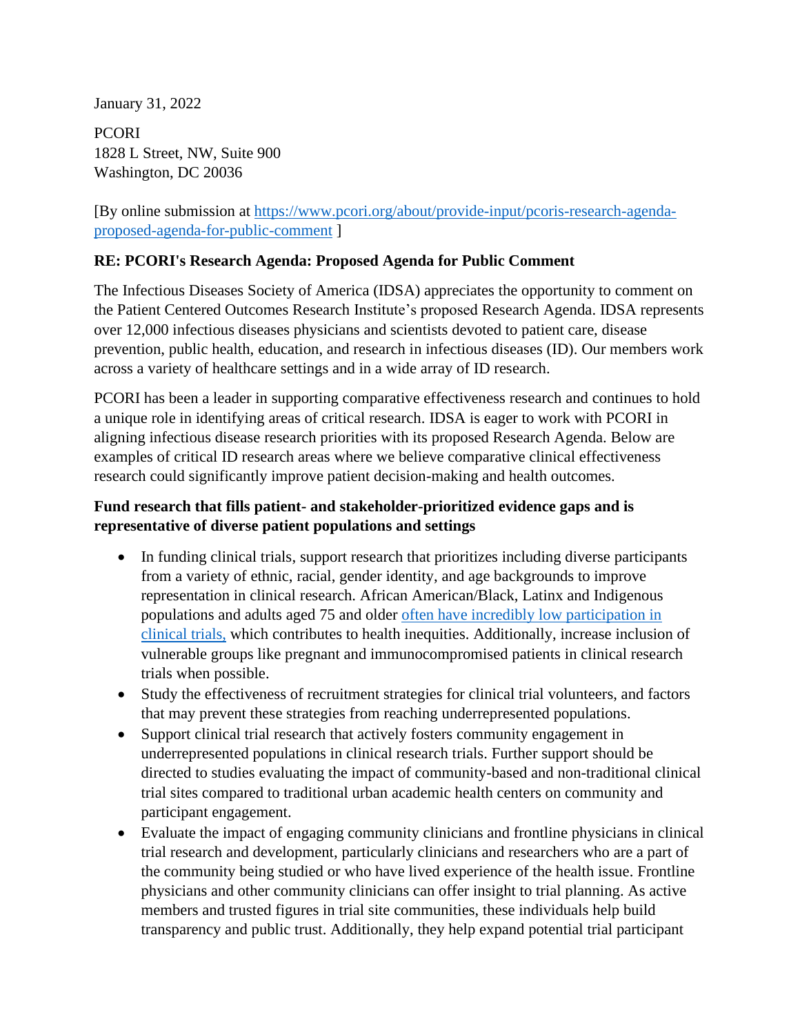January 31, 2022

PCORI
1828 L Street, NW, Suite 900
Washington, DC 20036

[By online submission at [https://www.pcori.org/about/provide-input/pcoris-research-agenda-proposed-agenda-for-public-comment](https://www.pcori.org/about/provide-input/pcoris-research-agenda-proposed-agenda-for-public-comment) ]

**RE: PCORI's Research Agenda: Proposed Agenda for Public Comment**

The Infectious Diseases Society of America (IDSA) appreciates the opportunity to comment on the Patient Centered Outcomes Research Institute's proposed Research Agenda. IDSA represents over 12,000 infectious diseases physicians and scientists devoted to patient care, disease prevention, public health, education, and research in infectious diseases (ID). Our members work across a variety of healthcare settings and in a wide array of ID research.

PCORI has been a leader in supporting comparative effectiveness research and continues to hold a unique role in identifying areas of critical research. IDSA is eager to work with PCORI in aligning infectious disease research priorities with its proposed Research Agenda. Below are examples of critical ID research areas where we believe comparative clinical effectiveness research could significantly improve patient decision-making and health outcomes.

**Fund research that fills patient- and stakeholder-prioritized evidence gaps and is representative of diverse patient populations and settings**

- In funding clinical trials, support research that prioritizes including diverse participants from a variety of ethnic, racial, gender identity, and age backgrounds to improve representation in clinical research. African American/Black, Latinx and Indigenous populations and adults aged 75 and older often have incredibly low participation in clinical trials, which contributes to health inequities. Additionally, increase inclusion of vulnerable groups like pregnant and immunocompromised patients in clinical research trials when possible.
- Study the effectiveness of recruitment strategies for clinical trial volunteers, and factors that may prevent these strategies from reaching underrepresented populations.
- Support clinical trial research that actively fosters community engagement in underrepresented populations in clinical research trials. Further support should be directed to studies evaluating the impact of community-based and non-traditional clinical trial sites compared to traditional urban academic health centers on community and participant engagement.
- Evaluate the impact of engaging community clinicians and frontline physicians in clinical trial research and development, particularly clinicians and researchers who are a part of the community being studied or who have lived experience of the health issue. Frontline physicians and other community clinicians can offer insight to trial planning. As active members and trusted figures in trial site communities, these individuals help build transparency and public trust. Additionally, they help expand potential trial participant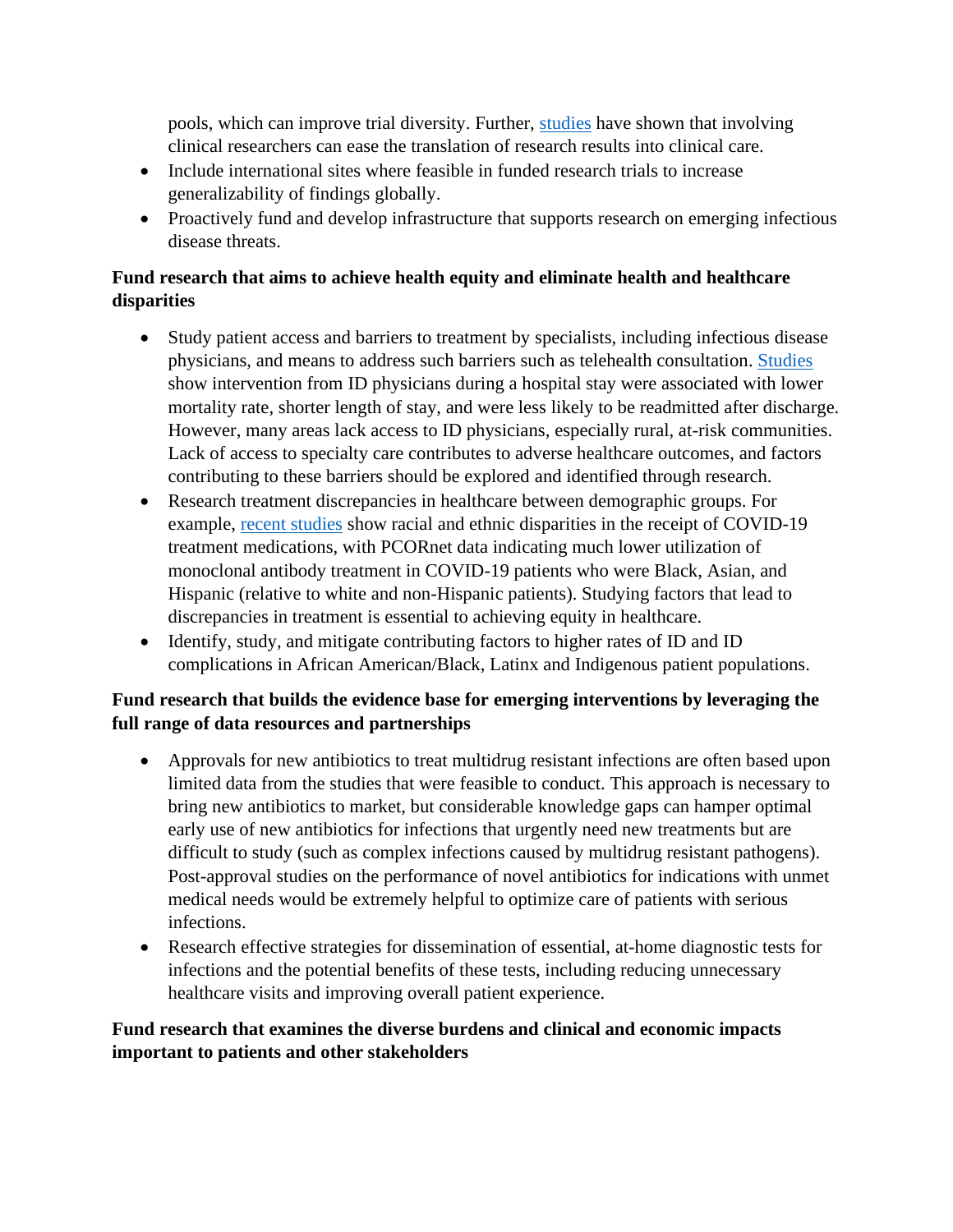pools, which can improve trial diversity. Further, studies have shown that involving clinical researchers can ease the translation of research results into clinical care.

- Include international sites where feasible in funded research trials to increase generalizability of findings globally.
- Proactively fund and develop infrastructure that supports research on emerging infectious disease threats.

**Fund research that aims to achieve health equity and eliminate health and healthcare disparities**

- Study patient access and barriers to treatment by specialists, including infectious disease physicians, and means to address such barriers such as telehealth consultation. Studies show intervention from ID physicians during a hospital stay were associated with lower mortality rate, shorter length of stay, and were less likely to be readmitted after discharge. However, many areas lack access to ID physicians, especially rural, at-risk communities. Lack of access to specialty care contributes to adverse healthcare outcomes, and factors contributing to these barriers should be explored and identified through research.
- Research treatment discrepancies in healthcare between demographic groups. For example, recent studies show racial and ethnic disparities in the receipt of COVID-19 treatment medications, with PCORnet data indicating much lower utilization of monoclonal antibody treatment in COVID-19 patients who were Black, Asian, and Hispanic (relative to white and non-Hispanic patients). Studying factors that lead to discrepancies in treatment is essential to achieving equity in healthcare.
- Identify, study, and mitigate contributing factors to higher rates of ID and ID complications in African American/Black, Latinx and Indigenous patient populations.

**Fund research that builds the evidence base for emerging interventions by leveraging the full range of data resources and partnerships**

- Approvals for new antibiotics to treat multidrug resistant infections are often based upon limited data from the studies that were feasible to conduct. This approach is necessary to bring new antibiotics to market, but considerable knowledge gaps can hamper optimal early use of new antibiotics for infections that urgently need new treatments but are difficult to study (such as complex infections caused by multidrug resistant pathogens). Post-approval studies on the performance of novel antibiotics for indications with unmet medical needs would be extremely helpful to optimize care of patients with serious infections.
- Research effective strategies for dissemination of essential, at-home diagnostic tests for infections and the potential benefits of these tests, including reducing unnecessary healthcare visits and improving overall patient experience.

**Fund research that examines the diverse burdens and clinical and economic impacts important to patients and other stakeholders**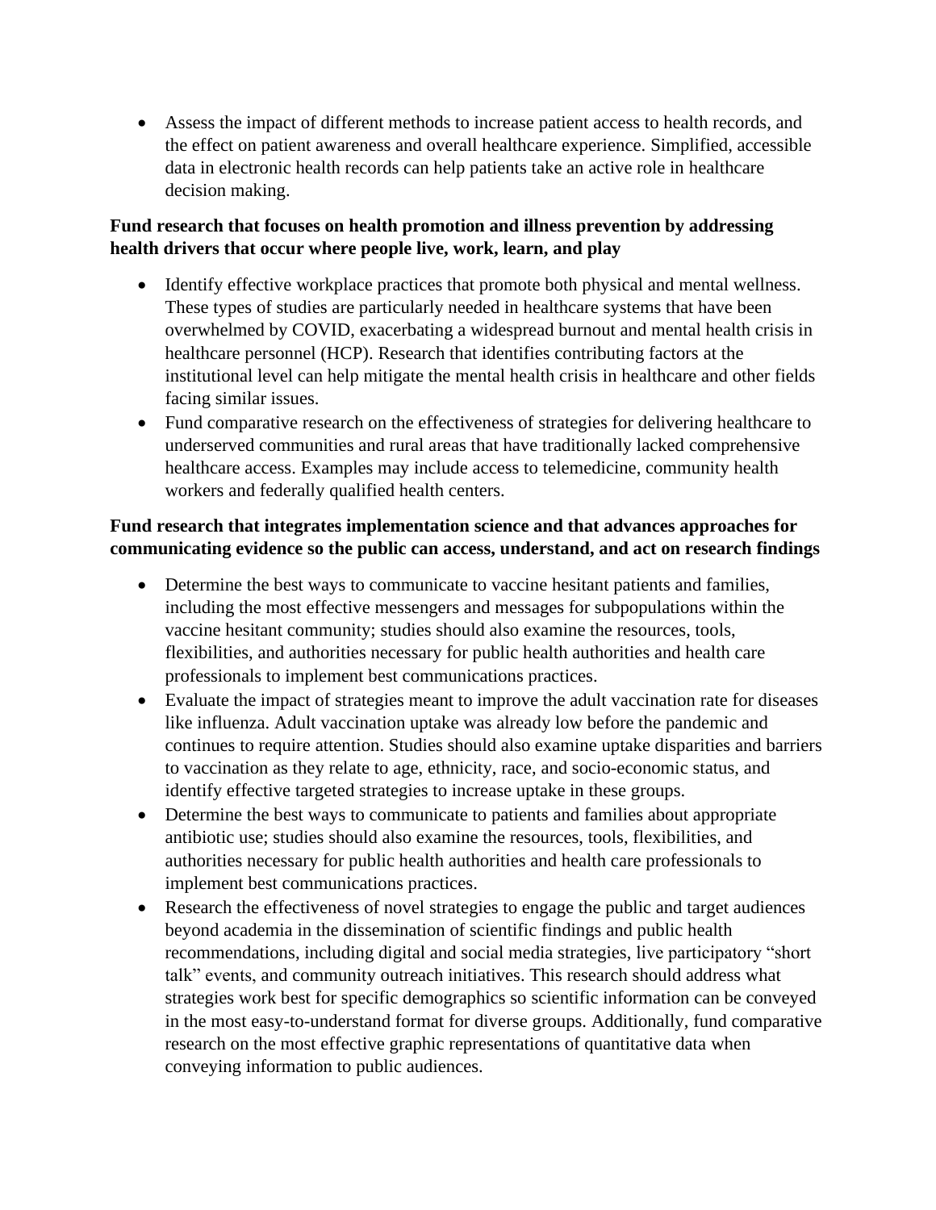- Assess the impact of different methods to increase patient access to health records, and the effect on patient awareness and overall healthcare experience. Simplified, accessible data in electronic health records can help patients take an active role in healthcare decision making.

**Fund research that focuses on health promotion and illness prevention by addressing health drivers that occur where people live, work, learn, and play**

- Identify effective workplace practices that promote both physical and mental wellness. These types of studies are particularly needed in healthcare systems that have been overwhelmed by COVID, exacerbating a widespread burnout and mental health crisis in healthcare personnel (HCP). Research that identifies contributing factors at the institutional level can help mitigate the mental health crisis in healthcare and other fields facing similar issues.
- Fund comparative research on the effectiveness of strategies for delivering healthcare to underserved communities and rural areas that have traditionally lacked comprehensive healthcare access. Examples may include access to telemedicine, community health workers and federally qualified health centers.

**Fund research that integrates implementation science and that advances approaches for communicating evidence so the public can access, understand, and act on research findings**

- Determine the best ways to communicate to vaccine hesitant patients and families, including the most effective messengers and messages for subpopulations within the vaccine hesitant community; studies should also examine the resources, tools, flexibilities, and authorities necessary for public health authorities and health care professionals to implement best communications practices.
- Evaluate the impact of strategies meant to improve the adult vaccination rate for diseases like influenza. Adult vaccination uptake was already low before the pandemic and continues to require attention. Studies should also examine uptake disparities and barriers to vaccination as they relate to age, ethnicity, race, and socio-economic status, and identify effective targeted strategies to increase uptake in these groups.
- Determine the best ways to communicate to patients and families about appropriate antibiotic use; studies should also examine the resources, tools, flexibilities, and authorities necessary for public health authorities and health care professionals to implement best communications practices.
- Research the effectiveness of novel strategies to engage the public and target audiences beyond academia in the dissemination of scientific findings and public health recommendations, including digital and social media strategies, live participatory "short talk" events, and community outreach initiatives. This research should address what strategies work best for specific demographics so scientific information can be conveyed in the most easy-to-understand format for diverse groups. Additionally, fund comparative research on the most effective graphic representations of quantitative data when conveying information to public audiences.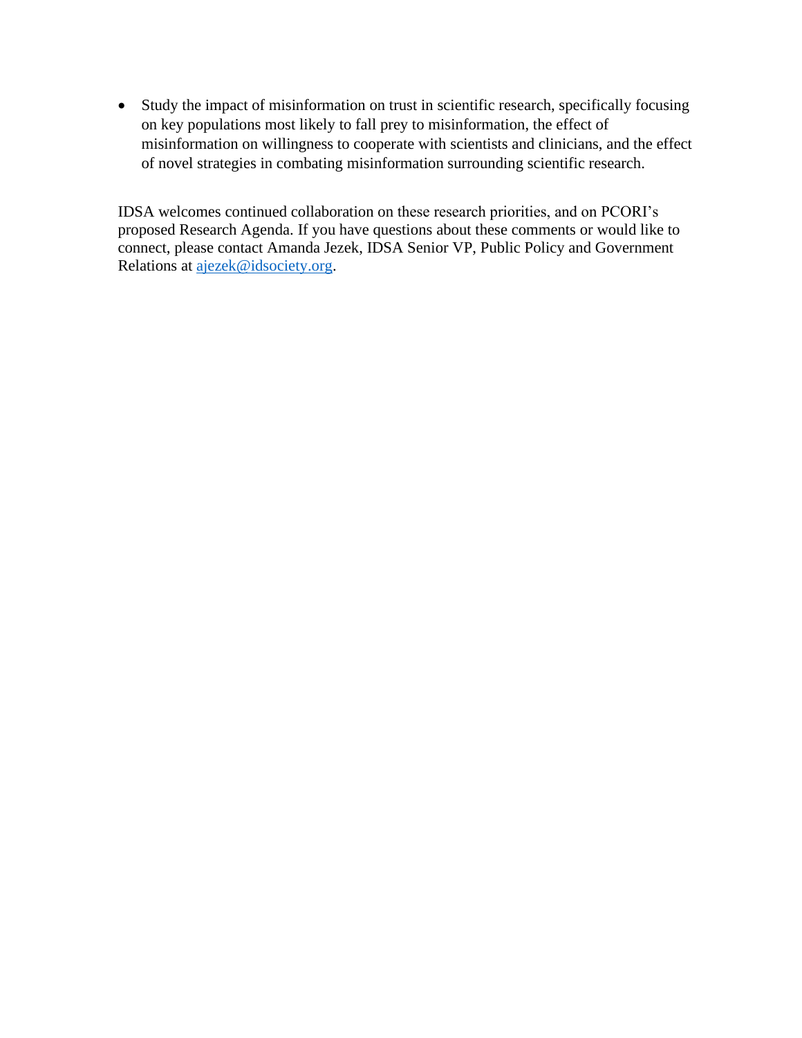- Study the impact of misinformation on trust in scientific research, specifically focusing on key populations most likely to fall prey to misinformation, the effect of misinformation on willingness to cooperate with scientists and clinicians, and the effect of novel strategies in combating misinformation surrounding scientific research.

IDSA welcomes continued collaboration on these research priorities, and on PCORI's proposed Research Agenda. If you have questions about these comments or would like to connect, please contact Amanda Jezek, IDSA Senior VP, Public Policy and Government Relations at [ajezek@idsociety.org](mailto:ajezek@idsociety.org).